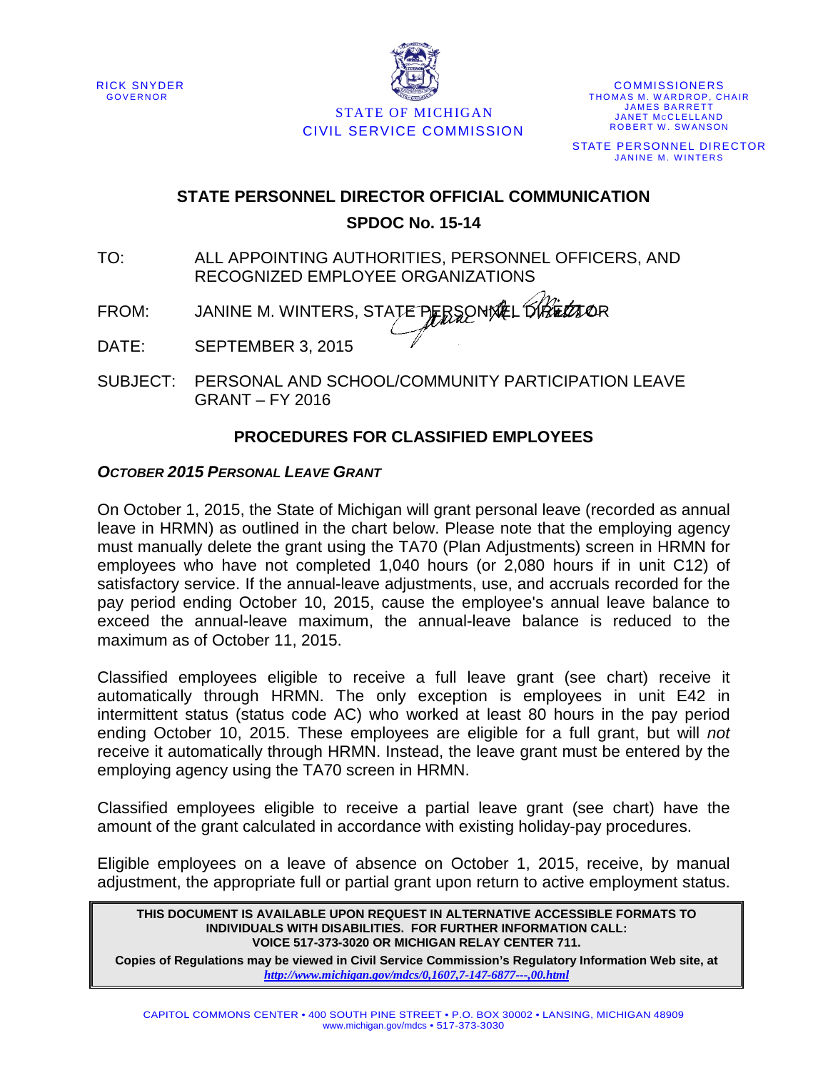RICK SNYDER
GOVERNOR

STATE OF MICHIGAN
CIVIL SERVICE COMMISSION

COMMISSIONERS
THOMAS M. WARDROP, CHAIR
JAMES BARRETT
JANET MCCLELLAND
ROBERT W. SWANSON

STATE PERSONNEL DIRECTOR
JANINE M. WINTERS

## STATE PERSONNEL DIRECTOR OFFICIAL COMMUNICATION

## SPDOC No. 15-14

TO: ALL APPOINTING AUTHORITIES, PERSONNEL OFFICERS, AND RECOGNIZED EMPLOYEE ORGANIZATIONS

FROM: JANINE M. WINTERS, STATE PERSONNEL DIRECTOR

DATE: SEPTEMBER 3, 2015

SUBJECT: PERSONAL AND SCHOOL/COMMUNITY PARTICIPATION LEAVE GRANT – FY 2016

### PROCEDURES FOR CLASSIFIED EMPLOYEES

***OCTOBER 2015 PERSONAL LEAVE GRANT***

On October 1, 2015, the State of Michigan will grant personal leave (recorded as annual leave in HRMN) as outlined in the chart below. Please note that the employing agency must manually delete the grant using the TA70 (Plan Adjustments) screen in HRMN for employees who have not completed 1,040 hours (or 2,080 hours if in unit C12) of satisfactory service. If the annual-leave adjustments, use, and accruals recorded for the pay period ending October 10, 2015, cause the employee's annual leave balance to exceed the annual-leave maximum, the annual-leave balance is reduced to the maximum as of October 11, 2015.

Classified employees eligible to receive a full leave grant (see chart) receive it automatically through HRMN. The only exception is employees in unit E42 in intermittent status (status code AC) who worked at least 80 hours in the pay period ending October 10, 2015. These employees are eligible for a full grant, but will *not* receive it automatically through HRMN. Instead, the leave grant must be entered by the employing agency using the TA70 screen in HRMN.

Classified employees eligible to receive a partial leave grant (see chart) have the amount of the grant calculated in accordance with existing holiday-pay procedures.

Eligible employees on a leave of absence on October 1, 2015, receive, by manual adjustment, the appropriate full or partial grant upon return to active employment status.

**THIS DOCUMENT IS AVAILABLE UPON REQUEST IN ALTERNATIVE ACCESSIBLE FORMATS TO INDIVIDUALS WITH DISABILITIES. FOR FURTHER INFORMATION CALL: VOICE 517-373-3020 OR MICHIGAN RELAY CENTER 711.**

**Copies of Regulations may be viewed in Civil Service Commission's Regulatory Information Web site, at** ***http://www.michigan.gov/mdcs/0,1607,7-147-6877---,00.html***

CAPITOL COMMONS CENTER • 400 SOUTH PINE STREET • P.O. BOX 30002 • LANSING, MICHIGAN 48909
www.michigan.gov/mdcs • 517-373-3030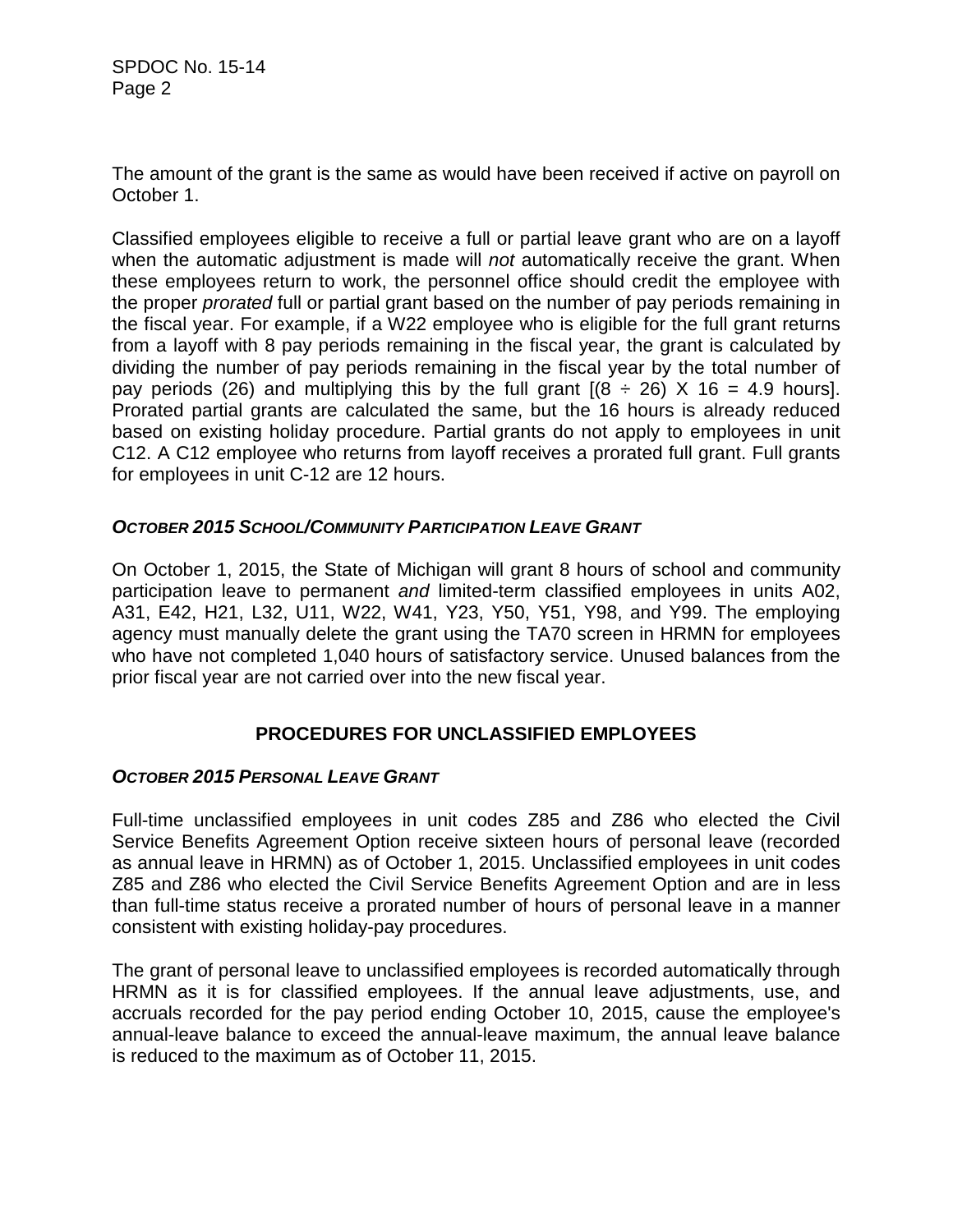The amount of the grant is the same as would have been received if active on payroll on October 1.

Classified employees eligible to receive a full or partial leave grant who are on a layoff when the automatic adjustment is made will *not* automatically receive the grant. When these employees return to work, the personnel office should credit the employee with the proper *prorated* full or partial grant based on the number of pay periods remaining in the fiscal year. For example, if a W22 employee who is eligible for the full grant returns from a layoff with 8 pay periods remaining in the fiscal year, the grant is calculated by dividing the number of pay periods remaining in the fiscal year by the total number of pay periods (26) and multiplying this by the full grant [$(8 \div 26) \times 16 = 4.9$ hours]. Prorated partial grants are calculated the same, but the 16 hours is already reduced based on existing holiday procedure. Partial grants do not apply to employees in unit C12. A C12 employee who returns from layoff receives a prorated full grant. Full grants for employees in unit C-12 are 12 hours.

### ***OCTOBER 2015 SCHOOL/COMMUNITY PARTICIPATION LEAVE GRANT***

On October 1, 2015, the State of Michigan will grant 8 hours of school and community participation leave to permanent *and* limited-term classified employees in units A02, A31, E42, H21, L32, U11, W22, W41, Y23, Y50, Y51, Y98, and Y99. The employing agency must manually delete the grant using the TA70 screen in HRMN for employees who have not completed 1,040 hours of satisfactory service. Unused balances from the prior fiscal year are not carried over into the new fiscal year.

## **PROCEDURES FOR UNCLASSIFIED EMPLOYEES**

### ***OCTOBER 2015 PERSONAL LEAVE GRANT***

Full-time unclassified employees in unit codes Z85 and Z86 who elected the Civil Service Benefits Agreement Option receive sixteen hours of personal leave (recorded as annual leave in HRMN) as of October 1, 2015. Unclassified employees in unit codes Z85 and Z86 who elected the Civil Service Benefits Agreement Option and are in less than full-time status receive a prorated number of hours of personal leave in a manner consistent with existing holiday-pay procedures.

The grant of personal leave to unclassified employees is recorded automatically through HRMN as it is for classified employees. If the annual leave adjustments, use, and accruals recorded for the pay period ending October 10, 2015, cause the employee's annual-leave balance to exceed the annual-leave maximum, the annual leave balance is reduced to the maximum as of October 11, 2015.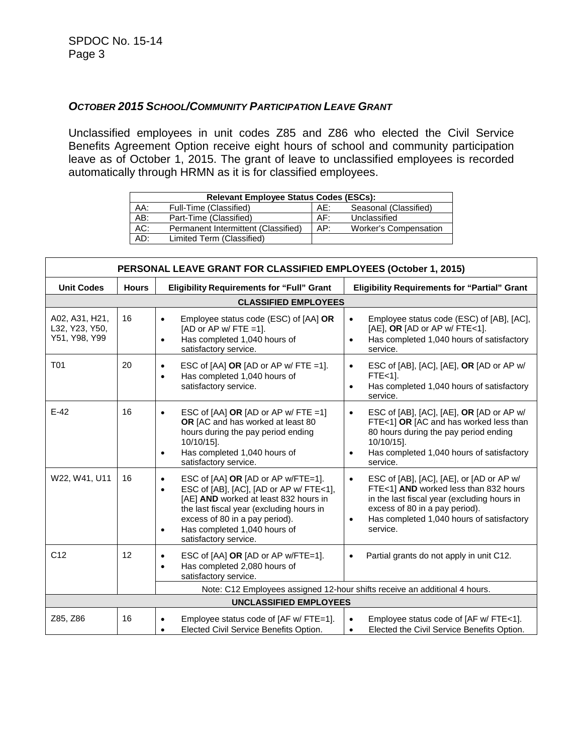### *October 2015 School/Community Participation Leave Grant*

Unclassified employees in unit codes Z85 and Z86 who elected the Civil Service Benefits Agreement Option receive eight hours of school and community participation leave as of October 1, 2015. The grant of leave to unclassified employees is recorded automatically through HRMN as it is for classified employees.

| **Relevant Employee Status Codes (ESCs):** | | | |
|---|---|---|---|
| AA: | Full-Time (Classified) | AE: | Seasonal (Classified) |
| AB: | Part-Time (Classified) | AF: | Unclassified |
| AC: | Permanent Intermittent (Classified) | AP: | Worker's Compensation |
| AD: | Limited Term (Classified) | | |

| **PERSONAL LEAVE GRANT FOR CLASSIFIED EMPLOYEES (October 1, 2015)** | | | |
|---|---|---|---|
| **Unit Codes** | **Hours** | **Eligibility Requirements for "Full" Grant** | **Eligibility Requirements for "Partial" Grant** |
| **CLASSIFIED EMPLOYEES** | | | |
| A02, A31, H21, L32, Y23, Y50, Y51, Y98, Y99 | 16 | • Employee status code (ESC) of [AA] **OR** [AD or AP w/ FTE =1].<br>• Has completed 1,040 hours of satisfactory service. | • Employee status code (ESC) of [AB], [AC], [AE], **OR** [AD or AP w/ FTE<1].<br>• Has completed 1,040 hours of satisfactory service. |
| T01 | 20 | • ESC of [AA] **OR** [AD or AP w/ FTE =1].<br>• Has completed 1,040 hours of satisfactory service. | • ESC of [AB], [AC], [AE], **OR** [AD or AP w/ FTE<1].<br>• Has completed 1,040 hours of satisfactory service. |
| E-42 | 16 | • ESC of [AA] **OR** [AD or AP w/ FTE =1] **OR** [AC and has worked at least 80 hours during the pay period ending 10/10/15].<br>• Has completed 1,040 hours of satisfactory service. | • ESC of [AB], [AC], [AE], **OR** [AD or AP w/ FTE<1] **OR** [AC and has worked less than 80 hours during the pay period ending 10/10/15].<br>• Has completed 1,040 hours of satisfactory service. |
| W22, W41, U11 | 16 | • ESC of [AA] **OR** [AD or AP w/FTE=1].<br>• ESC of [AB], [AC], [AD or AP w/ FTE<1], [AE] **AND** worked at least 832 hours in the last fiscal year (excluding hours in excess of 80 in a pay period).<br>• Has completed 1,040 hours of satisfactory service. | • ESC of [AB], [AC], [AE], or [AD or AP w/ FTE<1] **AND** worked less than 832 hours in the last fiscal year (excluding hours in excess of 80 in a pay period).<br>• Has completed 1,040 hours of satisfactory service. |
| C12 | 12 | • ESC of [AA] **OR** [AD or AP w/FTE=1].<br>• Has completed 2,080 hours of satisfactory service. | • Partial grants do not apply in unit C12. |
| | | Note: C12 Employees assigned 12-hour shifts receive an additional 4 hours. | |
| **UNCLASSIFIED EMPLOYEES** | | | |
| Z85, Z86 | 16 | • Employee status code of [AF w/ FTE=1].<br>• Elected Civil Service Benefits Option. | • Employee status code of [AF w/ FTE<1].<br>• Elected the Civil Service Benefits Option. |